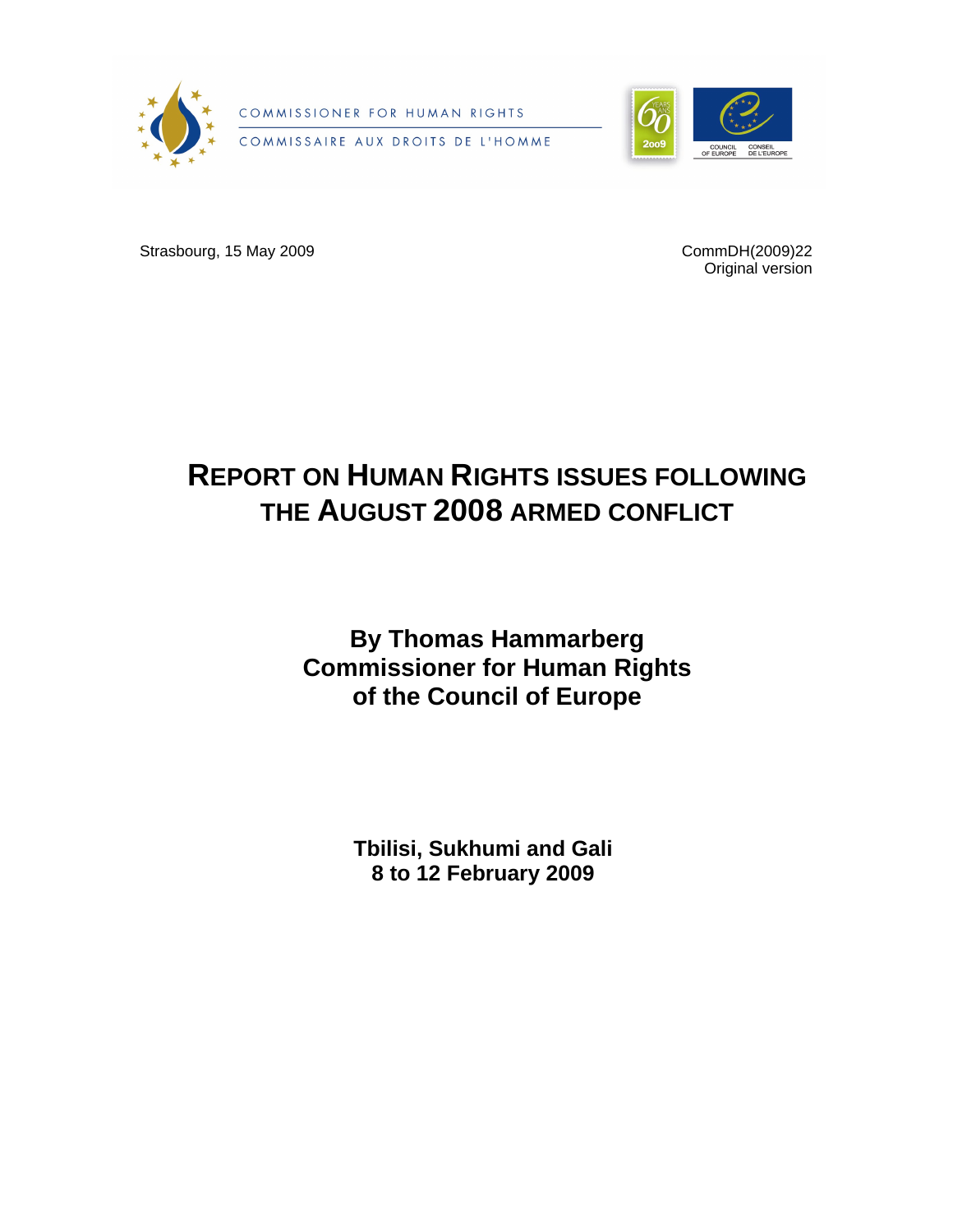COMMISSIONER FOR HUMAN RIGHTS

COMMISSAIRE AUX DROITS DE L'HOMME

Strasbourg, 15 May 2009

CommDH(2009)22
Original version

# REPORT ON HUMAN RIGHTS ISSUES FOLLOWING THE AUGUST 2008 ARMED CONFLICT

**By Thomas Hammarberg**
**Commissioner for Human Rights**
**of the Council of Europe**

**Tbilisi, Sukhumi and Gali**
**8 to 12 February 2009**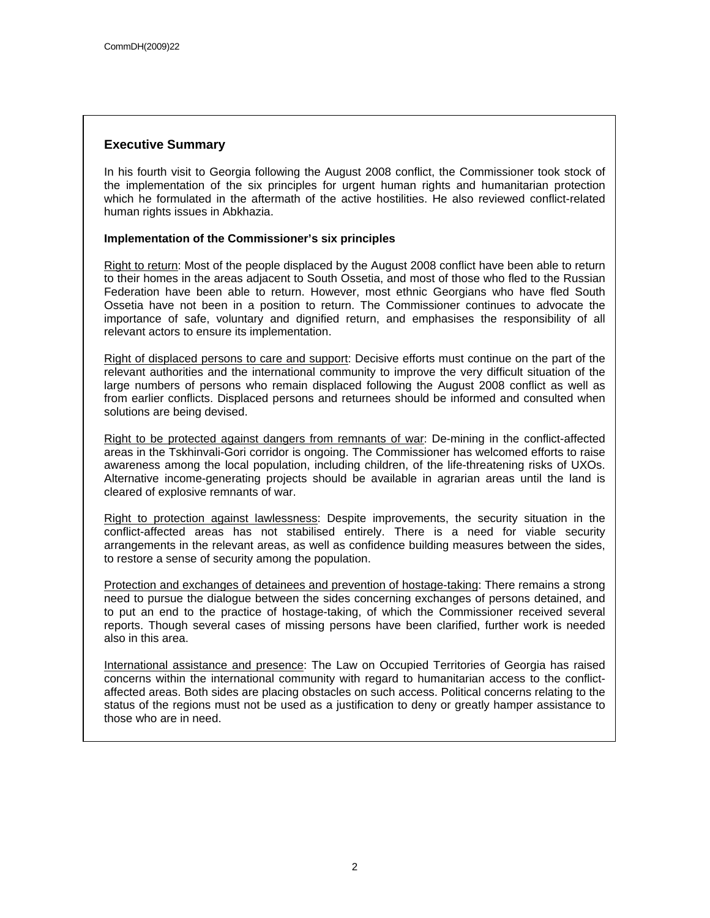## Executive Summary

In his fourth visit to Georgia following the August 2008 conflict, the Commissioner took stock of the implementation of the six principles for urgent human rights and humanitarian protection which he formulated in the aftermath of the active hostilities. He also reviewed conflict-related human rights issues in Abkhazia.

**Implementation of the Commissioner's six principles**

<u>Right to return</u>: Most of the people displaced by the August 2008 conflict have been able to return to their homes in the areas adjacent to South Ossetia, and most of those who fled to the Russian Federation have been able to return. However, most ethnic Georgians who have fled South Ossetia have not been in a position to return. The Commissioner continues to advocate the importance of safe, voluntary and dignified return, and emphasises the responsibility of all relevant actors to ensure its implementation.

<u>Right of displaced persons to care and support</u>: Decisive efforts must continue on the part of the relevant authorities and the international community to improve the very difficult situation of the large numbers of persons who remain displaced following the August 2008 conflict as well as from earlier conflicts. Displaced persons and returnees should be informed and consulted when solutions are being devised.

<u>Right to be protected against dangers from remnants of war</u>: De-mining in the conflict-affected areas in the Tskhinvali-Gori corridor is ongoing. The Commissioner has welcomed efforts to raise awareness among the local population, including children, of the life-threatening risks of UXOs. Alternative income-generating projects should be available in agrarian areas until the land is cleared of explosive remnants of war.

<u>Right to protection against lawlessness</u>: Despite improvements, the security situation in the conflict-affected areas has not stabilised entirely. There is a need for viable security arrangements in the relevant areas, as well as confidence building measures between the sides, to restore a sense of security among the population.

<u>Protection and exchanges of detainees and prevention of hostage-taking</u>: There remains a strong need to pursue the dialogue between the sides concerning exchanges of persons detained, and to put an end to the practice of hostage-taking, of which the Commissioner received several reports. Though several cases of missing persons have been clarified, further work is needed also in this area.

<u>International assistance and presence</u>: The Law on Occupied Territories of Georgia has raised concerns within the international community with regard to humanitarian access to the conflict-affected areas. Both sides are placing obstacles on such access. Political concerns relating to the status of the regions must not be used as a justification to deny or greatly hamper assistance to those who are in need.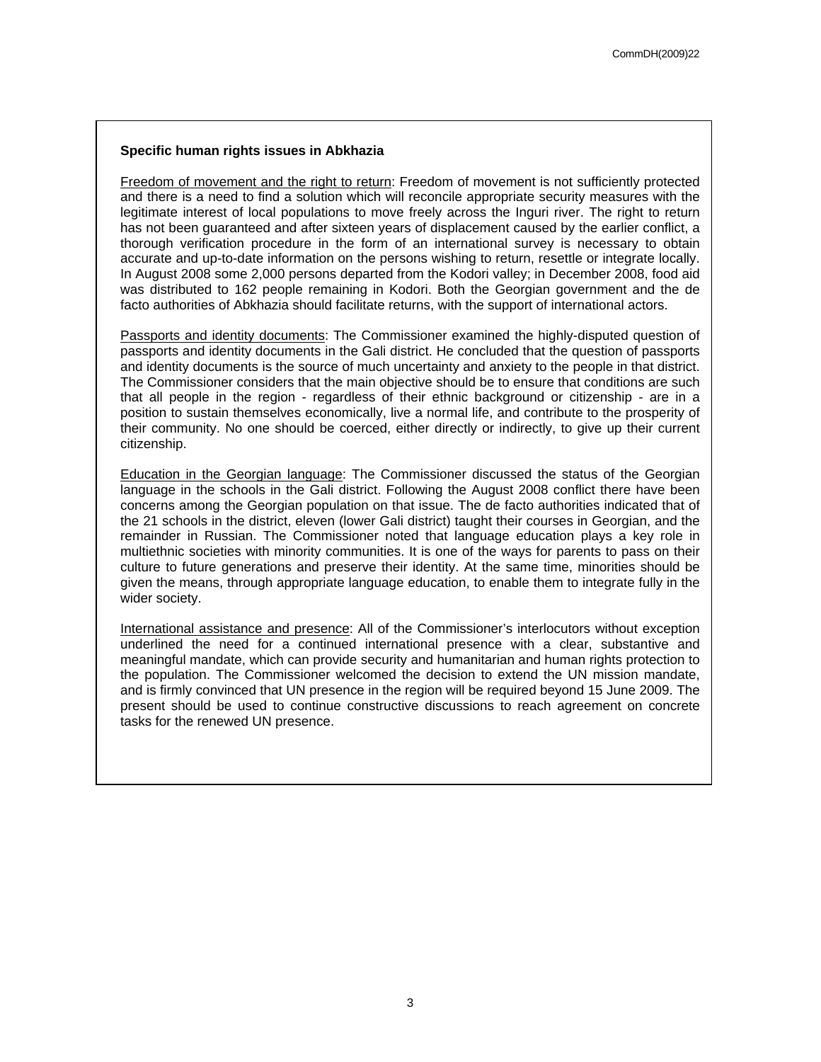**Specific human rights issues in Abkhazia**

Freedom of movement and the right to return: Freedom of movement is not sufficiently protected and there is a need to find a solution which will reconcile appropriate security measures with the legitimate interest of local populations to move freely across the Inguri river. The right to return has not been guaranteed and after sixteen years of displacement caused by the earlier conflict, a thorough verification procedure in the form of an international survey is necessary to obtain accurate and up-to-date information on the persons wishing to return, resettle or integrate locally. In August 2008 some 2,000 persons departed from the Kodori valley; in December 2008, food aid was distributed to 162 people remaining in Kodori. Both the Georgian government and the de facto authorities of Abkhazia should facilitate returns, with the support of international actors.

Passports and identity documents: The Commissioner examined the highly-disputed question of passports and identity documents in the Gali district. He concluded that the question of passports and identity documents is the source of much uncertainty and anxiety to the people in that district. The Commissioner considers that the main objective should be to ensure that conditions are such that all people in the region - regardless of their ethnic background or citizenship - are in a position to sustain themselves economically, live a normal life, and contribute to the prosperity of their community. No one should be coerced, either directly or indirectly, to give up their current citizenship.

Education in the Georgian language: The Commissioner discussed the status of the Georgian language in the schools in the Gali district. Following the August 2008 conflict there have been concerns among the Georgian population on that issue. The de facto authorities indicated that of the 21 schools in the district, eleven (lower Gali district) taught their courses in Georgian, and the remainder in Russian. The Commissioner noted that language education plays a key role in multiethnic societies with minority communities. It is one of the ways for parents to pass on their culture to future generations and preserve their identity. At the same time, minorities should be given the means, through appropriate language education, to enable them to integrate fully in the wider society.

International assistance and presence: All of the Commissioner's interlocutors without exception underlined the need for a continued international presence with a clear, substantive and meaningful mandate, which can provide security and humanitarian and human rights protection to the population. The Commissioner welcomed the decision to extend the UN mission mandate, and is firmly convinced that UN presence in the region will be required beyond 15 June 2009. The present should be used to continue constructive discussions to reach agreement on concrete tasks for the renewed UN presence.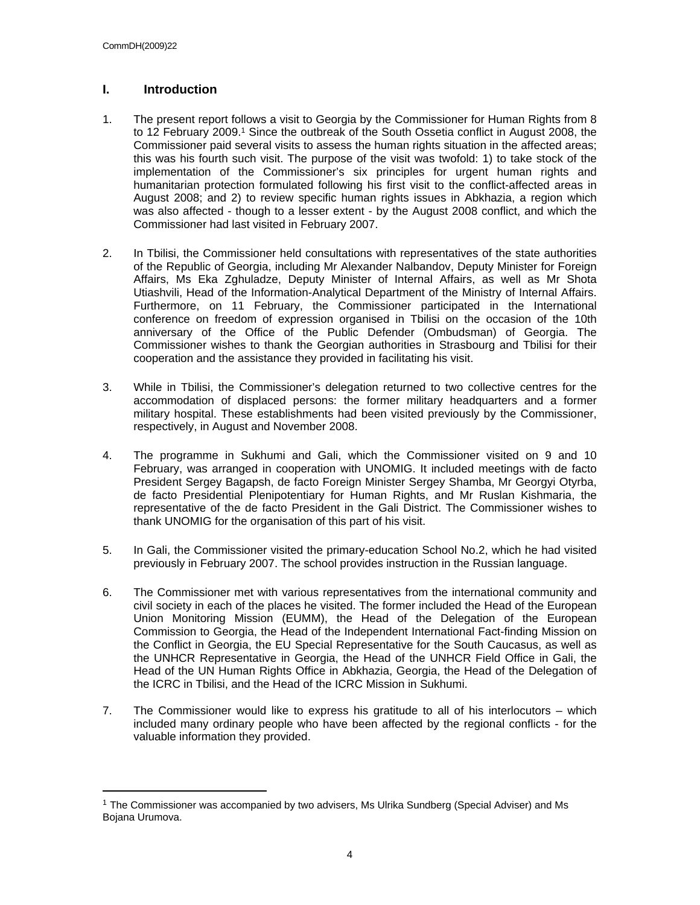## I. Introduction

1. The present report follows a visit to Georgia by the Commissioner for Human Rights from 8 to 12 February 2009.[1] Since the outbreak of the South Ossetia conflict in August 2008, the Commissioner paid several visits to assess the human rights situation in the affected areas; this was his fourth such visit. The purpose of the visit was twofold: 1) to take stock of the implementation of the Commissioner's six principles for urgent human rights and humanitarian protection formulated following his first visit to the conflict-affected areas in August 2008; and 2) to review specific human rights issues in Abkhazia, a region which was also affected - though to a lesser extent - by the August 2008 conflict, and which the Commissioner had last visited in February 2007.

2. In Tbilisi, the Commissioner held consultations with representatives of the state authorities of the Republic of Georgia, including Mr Alexander Nalbandov, Deputy Minister for Foreign Affairs, Ms Eka Zghuladze, Deputy Minister of Internal Affairs, as well as Mr Shota Utiashvili, Head of the Information-Analytical Department of the Ministry of Internal Affairs. Furthermore, on 11 February, the Commissioner participated in the International conference on freedom of expression organised in Tbilisi on the occasion of the 10th anniversary of the Office of the Public Defender (Ombudsman) of Georgia. The Commissioner wishes to thank the Georgian authorities in Strasbourg and Tbilisi for their cooperation and the assistance they provided in facilitating his visit.

3. While in Tbilisi, the Commissioner's delegation returned to two collective centres for the accommodation of displaced persons: the former military headquarters and a former military hospital. These establishments had been visited previously by the Commissioner, respectively, in August and November 2008.

4. The programme in Sukhumi and Gali, which the Commissioner visited on 9 and 10 February, was arranged in cooperation with UNOMIG. It included meetings with de facto President Sergey Bagapsh, de facto Foreign Minister Sergey Shamba, Mr Georgyi Otyrba, de facto Presidential Plenipotentiary for Human Rights, and Mr Ruslan Kishmaria, the representative of the de facto President in the Gali District. The Commissioner wishes to thank UNOMIG for the organisation of this part of his visit.

5. In Gali, the Commissioner visited the primary-education School No.2, which he had visited previously in February 2007. The school provides instruction in the Russian language.

6. The Commissioner met with various representatives from the international community and civil society in each of the places he visited. The former included the Head of the European Union Monitoring Mission (EUMM), the Head of the Delegation of the European Commission to Georgia, the Head of the Independent International Fact-finding Mission on the Conflict in Georgia, the EU Special Representative for the South Caucasus, as well as the UNHCR Representative in Georgia, the Head of the UNHCR Field Office in Gali, the Head of the UN Human Rights Office in Abkhazia, Georgia, the Head of the Delegation of the ICRC in Tbilisi, and the Head of the ICRC Mission in Sukhumi.

7. The Commissioner would like to express his gratitude to all of his interlocutors – which included many ordinary people who have been affected by the regional conflicts - for the valuable information they provided.

---

[1] The Commissioner was accompanied by two advisers, Ms Ulrika Sundberg (Special Adviser) and Ms Bojana Urumova.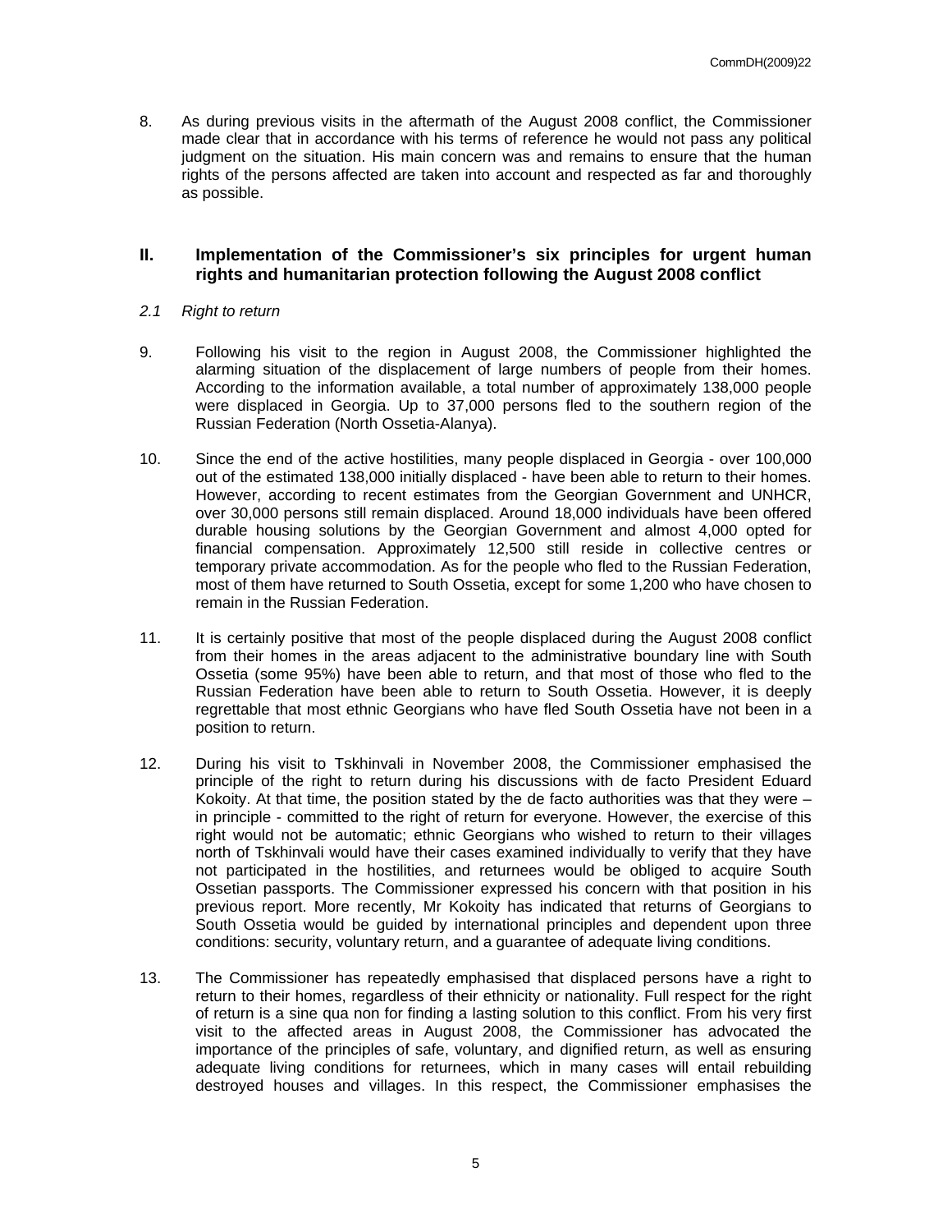8. As during previous visits in the aftermath of the August 2008 conflict, the Commissioner made clear that in accordance with his terms of reference he would not pass any political judgment on the situation. His main concern was and remains to ensure that the human rights of the persons affected are taken into account and respected as far and thoroughly as possible.

## II. Implementation of the Commissioner's six principles for urgent human rights and humanitarian protection following the August 2008 conflict

### *2.1 Right to return*

9. Following his visit to the region in August 2008, the Commissioner highlighted the alarming situation of the displacement of large numbers of people from their homes. According to the information available, a total number of approximately 138,000 people were displaced in Georgia. Up to 37,000 persons fled to the southern region of the Russian Federation (North Ossetia-Alanya).

10. Since the end of the active hostilities, many people displaced in Georgia - over 100,000 out of the estimated 138,000 initially displaced - have been able to return to their homes. However, according to recent estimates from the Georgian Government and UNHCR, over 30,000 persons still remain displaced. Around 18,000 individuals have been offered durable housing solutions by the Georgian Government and almost 4,000 opted for financial compensation. Approximately 12,500 still reside in collective centres or temporary private accommodation. As for the people who fled to the Russian Federation, most of them have returned to South Ossetia, except for some 1,200 who have chosen to remain in the Russian Federation.

11. It is certainly positive that most of the people displaced during the August 2008 conflict from their homes in the areas adjacent to the administrative boundary line with South Ossetia (some 95%) have been able to return, and that most of those who fled to the Russian Federation have been able to return to South Ossetia. However, it is deeply regrettable that most ethnic Georgians who have fled South Ossetia have not been in a position to return.

12. During his visit to Tskhinvali in November 2008, the Commissioner emphasised the principle of the right to return during his discussions with de facto President Eduard Kokoity. At that time, the position stated by the de facto authorities was that they were – in principle - committed to the right of return for everyone. However, the exercise of this right would not be automatic; ethnic Georgians who wished to return to their villages north of Tskhinvali would have their cases examined individually to verify that they have not participated in the hostilities, and returnees would be obliged to acquire South Ossetian passports. The Commissioner expressed his concern with that position in his previous report. More recently, Mr Kokoity has indicated that returns of Georgians to South Ossetia would be guided by international principles and dependent upon three conditions: security, voluntary return, and a guarantee of adequate living conditions.

13. The Commissioner has repeatedly emphasised that displaced persons have a right to return to their homes, regardless of their ethnicity or nationality. Full respect for the right of return is a sine qua non for finding a lasting solution to this conflict. From his very first visit to the affected areas in August 2008, the Commissioner has advocated the importance of the principles of safe, voluntary, and dignified return, as well as ensuring adequate living conditions for returnees, which in many cases will entail rebuilding destroyed houses and villages. In this respect, the Commissioner emphasises the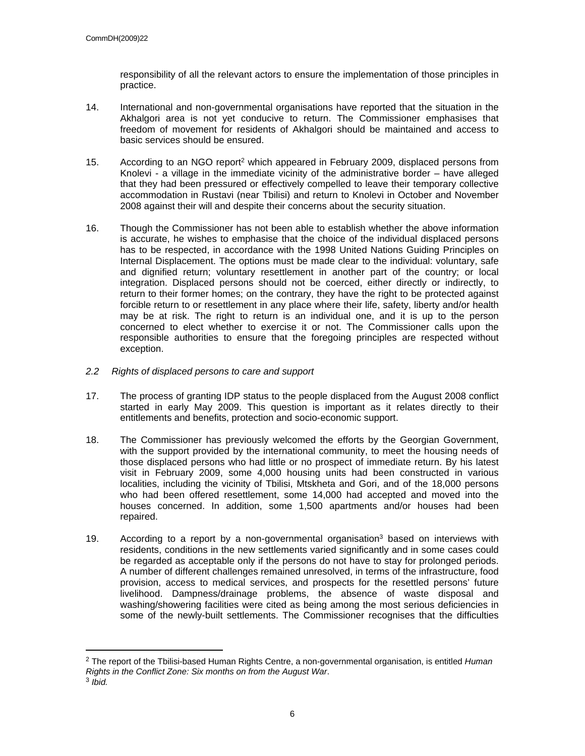responsibility of all the relevant actors to ensure the implementation of those principles in practice.

14. International and non-governmental organisations have reported that the situation in the Akhalgori area is not yet conducive to return. The Commissioner emphasises that freedom of movement for residents of Akhalgori should be maintained and access to basic services should be ensured.

15. According to an NGO report[2] which appeared in February 2009, displaced persons from Knolevi - a village in the immediate vicinity of the administrative border – have alleged that they had been pressured or effectively compelled to leave their temporary collective accommodation in Rustavi (near Tbilisi) and return to Knolevi in October and November 2008 against their will and despite their concerns about the security situation.

16. Though the Commissioner has not been able to establish whether the above information is accurate, he wishes to emphasise that the choice of the individual displaced persons has to be respected, in accordance with the 1998 United Nations Guiding Principles on Internal Displacement. The options must be made clear to the individual: voluntary, safe and dignified return; voluntary resettlement in another part of the country; or local integration. Displaced persons should not be coerced, either directly or indirectly, to return to their former homes; on the contrary, they have the right to be protected against forcible return to or resettlement in any place where their life, safety, liberty and/or health may be at risk. The right to return is an individual one, and it is up to the person concerned to elect whether to exercise it or not. The Commissioner calls upon the responsible authorities to ensure that the foregoing principles are respected without exception.

*2.2 Rights of displaced persons to care and support*

17. The process of granting IDP status to the people displaced from the August 2008 conflict started in early May 2009. This question is important as it relates directly to their entitlements and benefits, protection and socio-economic support.

18. The Commissioner has previously welcomed the efforts by the Georgian Government, with the support provided by the international community, to meet the housing needs of those displaced persons who had little or no prospect of immediate return. By his latest visit in February 2009, some 4,000 housing units had been constructed in various localities, including the vicinity of Tbilisi, Mtskheta and Gori, and of the 18,000 persons who had been offered resettlement, some 14,000 had accepted and moved into the houses concerned. In addition, some 1,500 apartments and/or houses had been repaired.

19. According to a report by a non-governmental organisation[3] based on interviews with residents, conditions in the new settlements varied significantly and in some cases could be regarded as acceptable only if the persons do not have to stay for prolonged periods. A number of different challenges remained unresolved, in terms of the infrastructure, food provision, access to medical services, and prospects for the resettled persons' future livelihood. Dampness/drainage problems, the absence of waste disposal and washing/showering facilities were cited as being among the most serious deficiencies in some of the newly-built settlements. The Commissioner recognises that the difficulties

[2] The report of the Tbilisi-based Human Rights Centre, a non-governmental organisation, is entitled *Human Rights in the Conflict Zone: Six months on from the August War*.
[3] *Ibid.*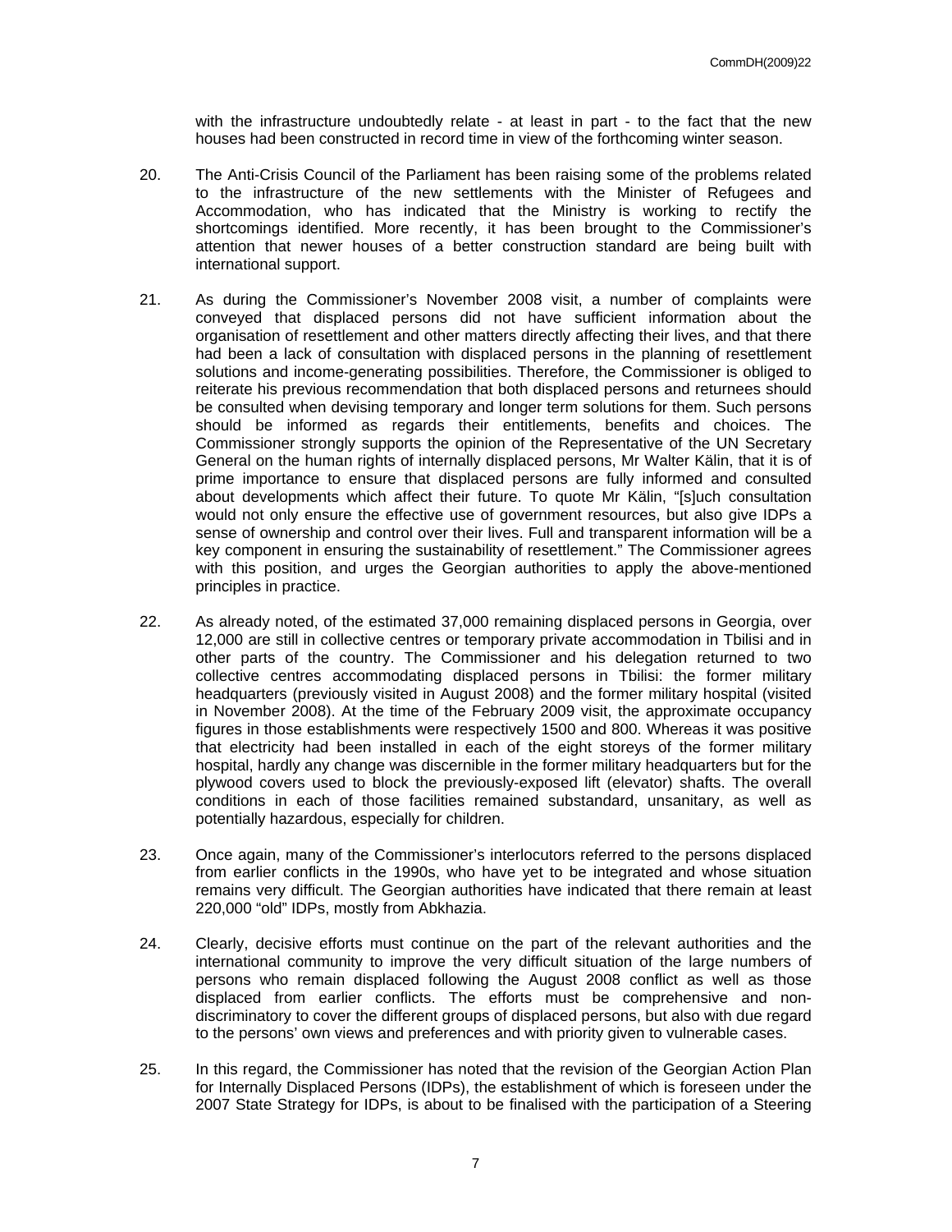with the infrastructure undoubtedly relate - at least in part - to the fact that the new houses had been constructed in record time in view of the forthcoming winter season.

20. The Anti-Crisis Council of the Parliament has been raising some of the problems related to the infrastructure of the new settlements with the Minister of Refugees and Accommodation, who has indicated that the Ministry is working to rectify the shortcomings identified. More recently, it has been brought to the Commissioner's attention that newer houses of a better construction standard are being built with international support.

21. As during the Commissioner's November 2008 visit, a number of complaints were conveyed that displaced persons did not have sufficient information about the organisation of resettlement and other matters directly affecting their lives, and that there had been a lack of consultation with displaced persons in the planning of resettlement solutions and income-generating possibilities. Therefore, the Commissioner is obliged to reiterate his previous recommendation that both displaced persons and returnees should be consulted when devising temporary and longer term solutions for them. Such persons should be informed as regards their entitlements, benefits and choices. The Commissioner strongly supports the opinion of the Representative of the UN Secretary General on the human rights of internally displaced persons, Mr Walter Kälin, that it is of prime importance to ensure that displaced persons are fully informed and consulted about developments which affect their future. To quote Mr Kälin, "[s]uch consultation would not only ensure the effective use of government resources, but also give IDPs a sense of ownership and control over their lives. Full and transparent information will be a key component in ensuring the sustainability of resettlement." The Commissioner agrees with this position, and urges the Georgian authorities to apply the above-mentioned principles in practice.

22. As already noted, of the estimated 37,000 remaining displaced persons in Georgia, over 12,000 are still in collective centres or temporary private accommodation in Tbilisi and in other parts of the country. The Commissioner and his delegation returned to two collective centres accommodating displaced persons in Tbilisi: the former military headquarters (previously visited in August 2008) and the former military hospital (visited in November 2008). At the time of the February 2009 visit, the approximate occupancy figures in those establishments were respectively 1500 and 800. Whereas it was positive that electricity had been installed in each of the eight storeys of the former military hospital, hardly any change was discernible in the former military headquarters but for the plywood covers used to block the previously-exposed lift (elevator) shafts. The overall conditions in each of those facilities remained substandard, unsanitary, as well as potentially hazardous, especially for children.

23. Once again, many of the Commissioner's interlocutors referred to the persons displaced from earlier conflicts in the 1990s, who have yet to be integrated and whose situation remains very difficult. The Georgian authorities have indicated that there remain at least 220,000 "old" IDPs, mostly from Abkhazia.

24. Clearly, decisive efforts must continue on the part of the relevant authorities and the international community to improve the very difficult situation of the large numbers of persons who remain displaced following the August 2008 conflict as well as those displaced from earlier conflicts. The efforts must be comprehensive and non-discriminatory to cover the different groups of displaced persons, but also with due regard to the persons' own views and preferences and with priority given to vulnerable cases.

25. In this regard, the Commissioner has noted that the revision of the Georgian Action Plan for Internally Displaced Persons (IDPs), the establishment of which is foreseen under the 2007 State Strategy for IDPs, is about to be finalised with the participation of a Steering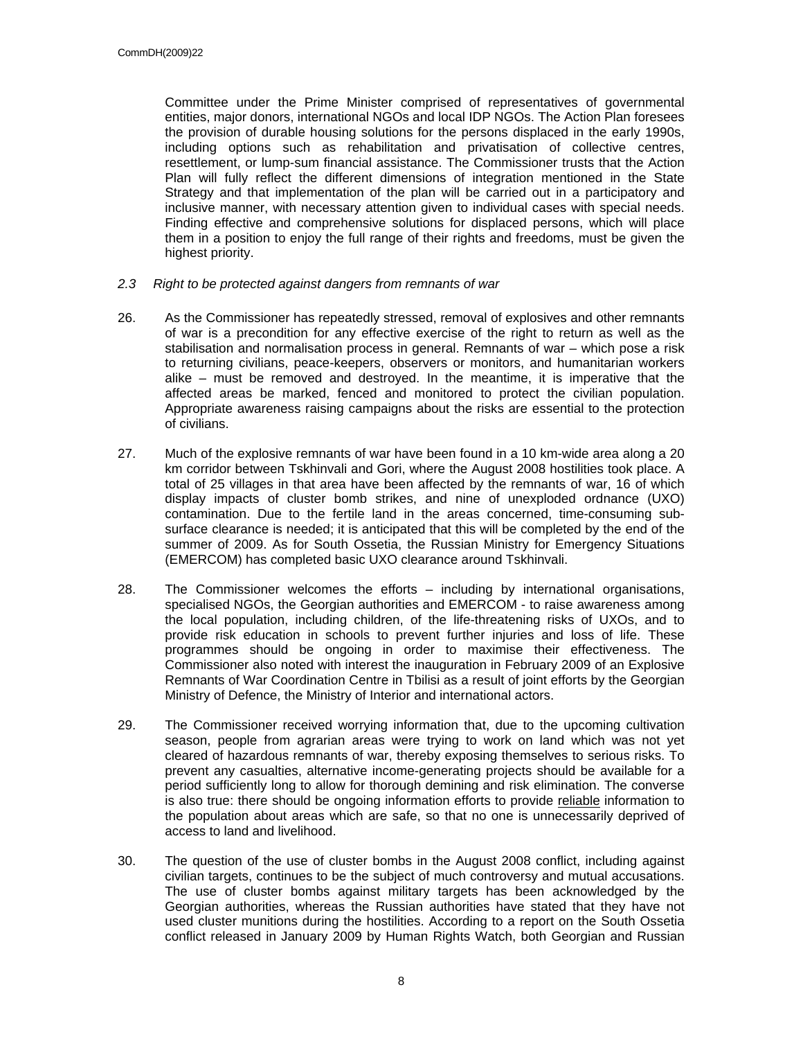Committee under the Prime Minister comprised of representatives of governmental entities, major donors, international NGOs and local IDP NGOs. The Action Plan foresees the provision of durable housing solutions for the persons displaced in the early 1990s, including options such as rehabilitation and privatisation of collective centres, resettlement, or lump-sum financial assistance. The Commissioner trusts that the Action Plan will fully reflect the different dimensions of integration mentioned in the State Strategy and that implementation of the plan will be carried out in a participatory and inclusive manner, with necessary attention given to individual cases with special needs. Finding effective and comprehensive solutions for displaced persons, which will place them in a position to enjoy the full range of their rights and freedoms, must be given the highest priority.

### *2.3 Right to be protected against dangers from remnants of war*

26. As the Commissioner has repeatedly stressed, removal of explosives and other remnants of war is a precondition for any effective exercise of the right to return as well as the stabilisation and normalisation process in general. Remnants of war – which pose a risk to returning civilians, peace-keepers, observers or monitors, and humanitarian workers alike – must be removed and destroyed. In the meantime, it is imperative that the affected areas be marked, fenced and monitored to protect the civilian population. Appropriate awareness raising campaigns about the risks are essential to the protection of civilians.

27. Much of the explosive remnants of war have been found in a 10 km-wide area along a 20 km corridor between Tskhinvali and Gori, where the August 2008 hostilities took place. A total of 25 villages in that area have been affected by the remnants of war, 16 of which display impacts of cluster bomb strikes, and nine of unexploded ordnance (UXO) contamination. Due to the fertile land in the areas concerned, time-consuming sub-surface clearance is needed; it is anticipated that this will be completed by the end of the summer of 2009. As for South Ossetia, the Russian Ministry for Emergency Situations (EMERCOM) has completed basic UXO clearance around Tskhinvali.

28. The Commissioner welcomes the efforts – including by international organisations, specialised NGOs, the Georgian authorities and EMERCOM - to raise awareness among the local population, including children, of the life-threatening risks of UXOs, and to provide risk education in schools to prevent further injuries and loss of life. These programmes should be ongoing in order to maximise their effectiveness. The Commissioner also noted with interest the inauguration in February 2009 of an Explosive Remnants of War Coordination Centre in Tbilisi as a result of joint efforts by the Georgian Ministry of Defence, the Ministry of Interior and international actors.

29. The Commissioner received worrying information that, due to the upcoming cultivation season, people from agrarian areas were trying to work on land which was not yet cleared of hazardous remnants of war, thereby exposing themselves to serious risks. To prevent any casualties, alternative income-generating projects should be available for a period sufficiently long to allow for thorough demining and risk elimination. The converse is also true: there should be ongoing information efforts to provide reliable information to the population about areas which are safe, so that no one is unnecessarily deprived of access to land and livelihood.

30. The question of the use of cluster bombs in the August 2008 conflict, including against civilian targets, continues to be the subject of much controversy and mutual accusations. The use of cluster bombs against military targets has been acknowledged by the Georgian authorities, whereas the Russian authorities have stated that they have not used cluster munitions during the hostilities. According to a report on the South Ossetia conflict released in January 2009 by Human Rights Watch, both Georgian and Russian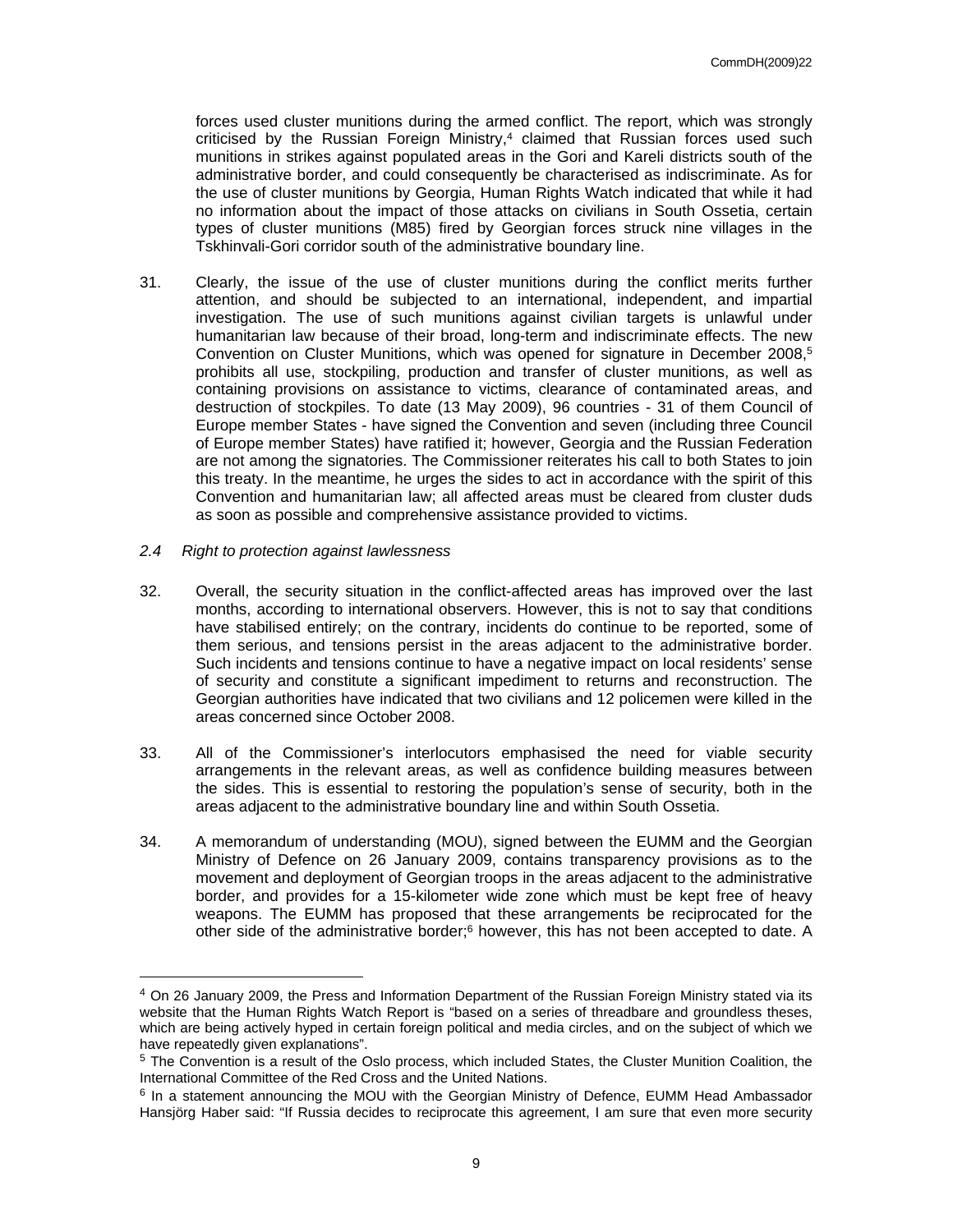forces used cluster munitions during the armed conflict. The report, which was strongly criticised by the Russian Foreign Ministry,[4] claimed that Russian forces used such munitions in strikes against populated areas in the Gori and Kareli districts south of the administrative border, and could consequently be characterised as indiscriminate. As for the use of cluster munitions by Georgia, Human Rights Watch indicated that while it had no information about the impact of those attacks on civilians in South Ossetia, certain types of cluster munitions (M85) fired by Georgian forces struck nine villages in the Tskhinvali-Gori corridor south of the administrative boundary line.

31. Clearly, the issue of the use of cluster munitions during the conflict merits further attention, and should be subjected to an international, independent, and impartial investigation. The use of such munitions against civilian targets is unlawful under humanitarian law because of their broad, long-term and indiscriminate effects. The new Convention on Cluster Munitions, which was opened for signature in December 2008,[5] prohibits all use, stockpiling, production and transfer of cluster munitions, as well as containing provisions on assistance to victims, clearance of contaminated areas, and destruction of stockpiles. To date (13 May 2009), 96 countries - 31 of them Council of Europe member States - have signed the Convention and seven (including three Council of Europe member States) have ratified it; however, Georgia and the Russian Federation are not among the signatories. The Commissioner reiterates his call to both States to join this treaty. In the meantime, he urges the sides to act in accordance with the spirit of this Convention and humanitarian law; all affected areas must be cleared from cluster duds as soon as possible and comprehensive assistance provided to victims.

### *2.4 Right to protection against lawlessness*

32. Overall, the security situation in the conflict-affected areas has improved over the last months, according to international observers. However, this is not to say that conditions have stabilised entirely; on the contrary, incidents do continue to be reported, some of them serious, and tensions persist in the areas adjacent to the administrative border. Such incidents and tensions continue to have a negative impact on local residents' sense of security and constitute a significant impediment to returns and reconstruction. The Georgian authorities have indicated that two civilians and 12 policemen were killed in the areas concerned since October 2008.

33. All of the Commissioner's interlocutors emphasised the need for viable security arrangements in the relevant areas, as well as confidence building measures between the sides. This is essential to restoring the population's sense of security, both in the areas adjacent to the administrative boundary line and within South Ossetia.

34. A memorandum of understanding (MOU), signed between the EUMM and the Georgian Ministry of Defence on 26 January 2009, contains transparency provisions as to the movement and deployment of Georgian troops in the areas adjacent to the administrative border, and provides for a 15-kilometer wide zone which must be kept free of heavy weapons. The EUMM has proposed that these arrangements be reciprocated for the other side of the administrative border;[6] however, this has not been accepted to date. A

---

[4] On 26 January 2009, the Press and Information Department of the Russian Foreign Ministry stated via its website that the Human Rights Watch Report is "based on a series of threadbare and groundless theses, which are being actively hyped in certain foreign political and media circles, and on the subject of which we have repeatedly given explanations".

[5] The Convention is a result of the Oslo process, which included States, the Cluster Munition Coalition, the International Committee of the Red Cross and the United Nations.

[6] In a statement announcing the MOU with the Georgian Ministry of Defence, EUMM Head Ambassador Hansjörg Haber said: "If Russia decides to reciprocate this agreement, I am sure that even more security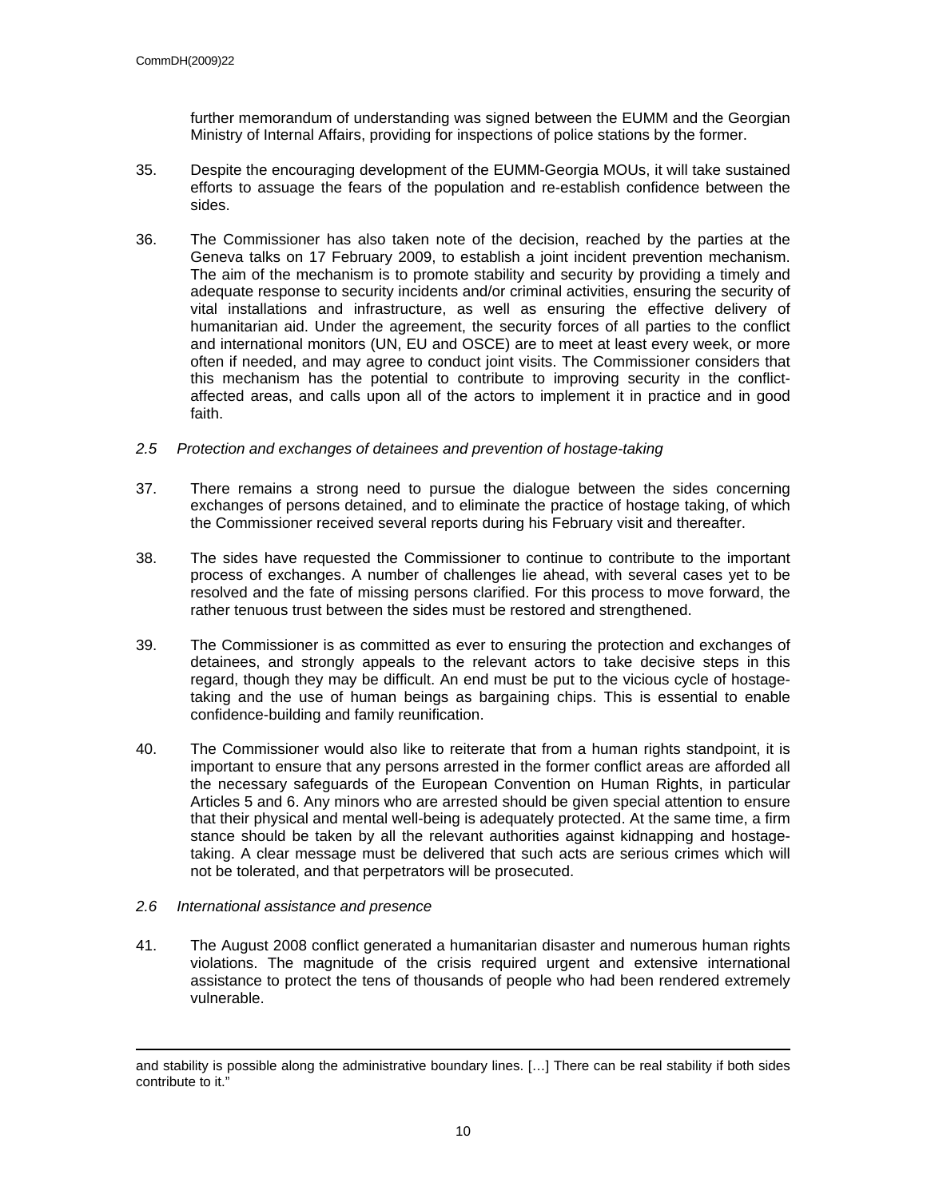further memorandum of understanding was signed between the EUMM and the Georgian Ministry of Internal Affairs, providing for inspections of police stations by the former.

35. Despite the encouraging development of the EUMM-Georgia MOUs, it will take sustained efforts to assuage the fears of the population and re-establish confidence between the sides.

36. The Commissioner has also taken note of the decision, reached by the parties at the Geneva talks on 17 February 2009, to establish a joint incident prevention mechanism. The aim of the mechanism is to promote stability and security by providing a timely and adequate response to security incidents and/or criminal activities, ensuring the security of vital installations and infrastructure, as well as ensuring the effective delivery of humanitarian aid. Under the agreement, the security forces of all parties to the conflict and international monitors (UN, EU and OSCE) are to meet at least every week, or more often if needed, and may agree to conduct joint visits. The Commissioner considers that this mechanism has the potential to contribute to improving security in the conflict-affected areas, and calls upon all of the actors to implement it in practice and in good faith.

### *2.5 Protection and exchanges of detainees and prevention of hostage-taking*

37. There remains a strong need to pursue the dialogue between the sides concerning exchanges of persons detained, and to eliminate the practice of hostage taking, of which the Commissioner received several reports during his February visit and thereafter.

38. The sides have requested the Commissioner to continue to contribute to the important process of exchanges. A number of challenges lie ahead, with several cases yet to be resolved and the fate of missing persons clarified. For this process to move forward, the rather tenuous trust between the sides must be restored and strengthened.

39. The Commissioner is as committed as ever to ensuring the protection and exchanges of detainees, and strongly appeals to the relevant actors to take decisive steps in this regard, though they may be difficult. An end must be put to the vicious cycle of hostage-taking and the use of human beings as bargaining chips. This is essential to enable confidence-building and family reunification.

40. The Commissioner would also like to reiterate that from a human rights standpoint, it is important to ensure that any persons arrested in the former conflict areas are afforded all the necessary safeguards of the European Convention on Human Rights, in particular Articles 5 and 6. Any minors who are arrested should be given special attention to ensure that their physical and mental well-being is adequately protected. At the same time, a firm stance should be taken by all the relevant authorities against kidnapping and hostage-taking. A clear message must be delivered that such acts are serious crimes which will not be tolerated, and that perpetrators will be prosecuted.

### *2.6 International assistance and presence*

41. The August 2008 conflict generated a humanitarian disaster and numerous human rights violations. The magnitude of the crisis required urgent and extensive international assistance to protect the tens of thousands of people who had been rendered extremely vulnerable.

---

and stability is possible along the administrative boundary lines. […] There can be real stability if both sides contribute to it."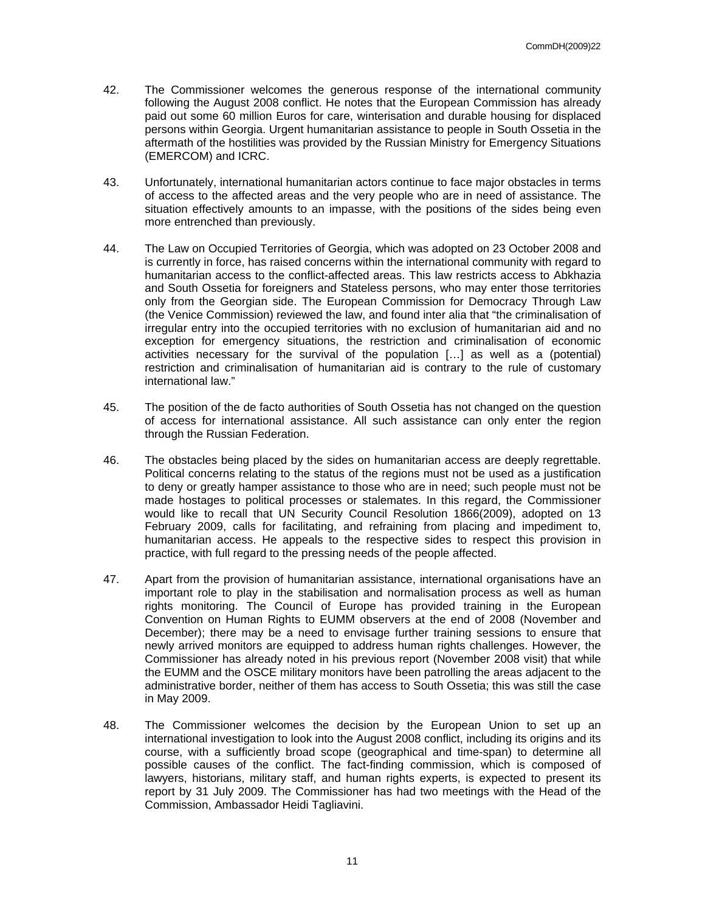42. The Commissioner welcomes the generous response of the international community following the August 2008 conflict. He notes that the European Commission has already paid out some 60 million Euros for care, winterisation and durable housing for displaced persons within Georgia. Urgent humanitarian assistance to people in South Ossetia in the aftermath of the hostilities was provided by the Russian Ministry for Emergency Situations (EMERCOM) and ICRC.

43. Unfortunately, international humanitarian actors continue to face major obstacles in terms of access to the affected areas and the very people who are in need of assistance. The situation effectively amounts to an impasse, with the positions of the sides being even more entrenched than previously.

44. The Law on Occupied Territories of Georgia, which was adopted on 23 October 2008 and is currently in force, has raised concerns within the international community with regard to humanitarian access to the conflict-affected areas. This law restricts access to Abkhazia and South Ossetia for foreigners and Stateless persons, who may enter those territories only from the Georgian side. The European Commission for Democracy Through Law (the Venice Commission) reviewed the law, and found inter alia that "the criminalisation of irregular entry into the occupied territories with no exclusion of humanitarian aid and no exception for emergency situations, the restriction and criminalisation of economic activities necessary for the survival of the population […] as well as a (potential) restriction and criminalisation of humanitarian aid is contrary to the rule of customary international law."

45. The position of the de facto authorities of South Ossetia has not changed on the question of access for international assistance. All such assistance can only enter the region through the Russian Federation.

46. The obstacles being placed by the sides on humanitarian access are deeply regrettable. Political concerns relating to the status of the regions must not be used as a justification to deny or greatly hamper assistance to those who are in need; such people must not be made hostages to political processes or stalemates. In this regard, the Commissioner would like to recall that UN Security Council Resolution 1866(2009), adopted on 13 February 2009, calls for facilitating, and refraining from placing and impediment to, humanitarian access. He appeals to the respective sides to respect this provision in practice, with full regard to the pressing needs of the people affected.

47. Apart from the provision of humanitarian assistance, international organisations have an important role to play in the stabilisation and normalisation process as well as human rights monitoring. The Council of Europe has provided training in the European Convention on Human Rights to EUMM observers at the end of 2008 (November and December); there may be a need to envisage further training sessions to ensure that newly arrived monitors are equipped to address human rights challenges. However, the Commissioner has already noted in his previous report (November 2008 visit) that while the EUMM and the OSCE military monitors have been patrolling the areas adjacent to the administrative border, neither of them has access to South Ossetia; this was still the case in May 2009.

48. The Commissioner welcomes the decision by the European Union to set up an international investigation to look into the August 2008 conflict, including its origins and its course, with a sufficiently broad scope (geographical and time-span) to determine all possible causes of the conflict. The fact-finding commission, which is composed of lawyers, historians, military staff, and human rights experts, is expected to present its report by 31 July 2009. The Commissioner has had two meetings with the Head of the Commission, Ambassador Heidi Tagliavini.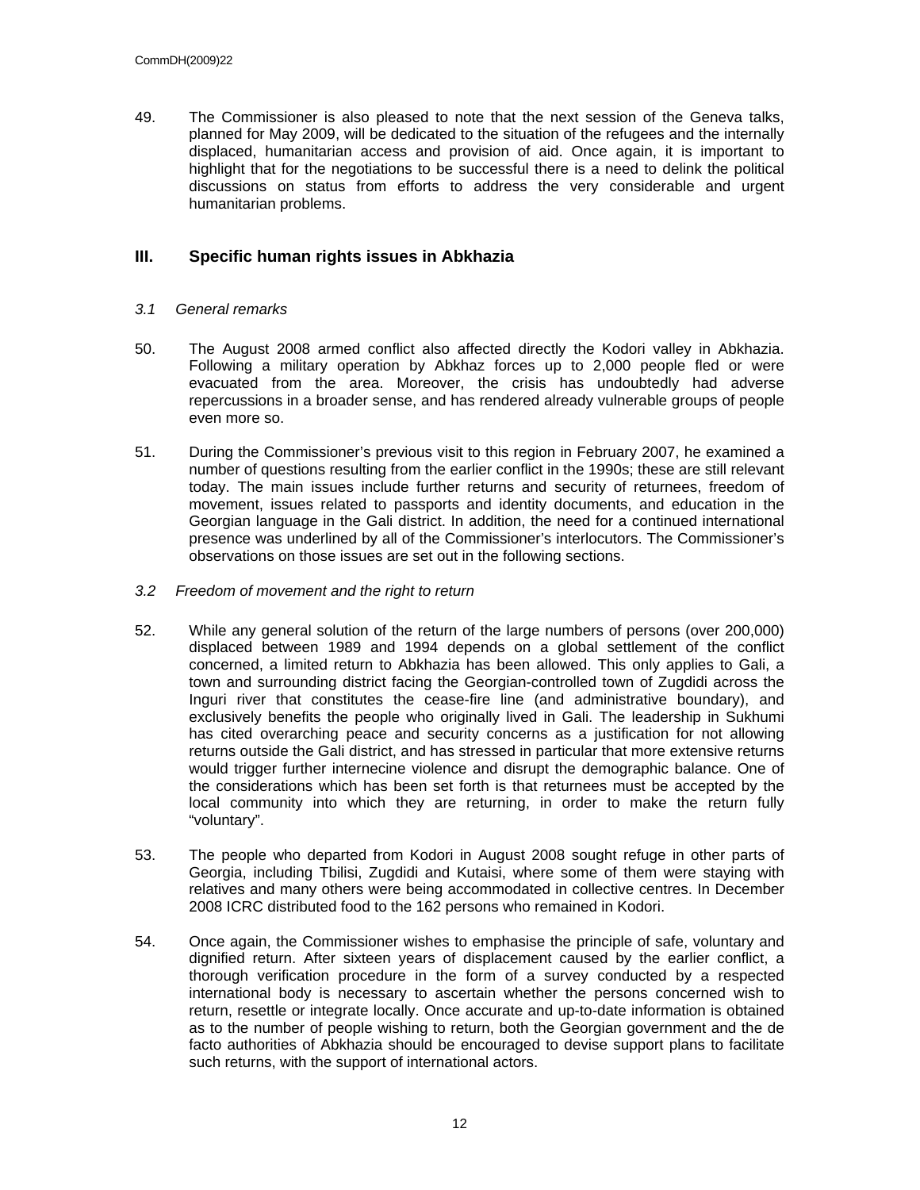49. The Commissioner is also pleased to note that the next session of the Geneva talks, planned for May 2009, will be dedicated to the situation of the refugees and the internally displaced, humanitarian access and provision of aid. Once again, it is important to highlight that for the negotiations to be successful there is a need to delink the political discussions on status from efforts to address the very considerable and urgent humanitarian problems.

## III. Specific human rights issues in Abkhazia

### *3.1 General remarks*

50. The August 2008 armed conflict also affected directly the Kodori valley in Abkhazia. Following a military operation by Abkhaz forces up to 2,000 people fled or were evacuated from the area. Moreover, the crisis has undoubtedly had adverse repercussions in a broader sense, and has rendered already vulnerable groups of people even more so.

51. During the Commissioner's previous visit to this region in February 2007, he examined a number of questions resulting from the earlier conflict in the 1990s; these are still relevant today. The main issues include further returns and security of returnees, freedom of movement, issues related to passports and identity documents, and education in the Georgian language in the Gali district. In addition, the need for a continued international presence was underlined by all of the Commissioner's interlocutors. The Commissioner's observations on those issues are set out in the following sections.

### *3.2 Freedom of movement and the right to return*

52. While any general solution of the return of the large numbers of persons (over 200,000) displaced between 1989 and 1994 depends on a global settlement of the conflict concerned, a limited return to Abkhazia has been allowed. This only applies to Gali, a town and surrounding district facing the Georgian-controlled town of Zugdidi across the Inguri river that constitutes the cease-fire line (and administrative boundary), and exclusively benefits the people who originally lived in Gali. The leadership in Sukhumi has cited overarching peace and security concerns as a justification for not allowing returns outside the Gali district, and has stressed in particular that more extensive returns would trigger further internecine violence and disrupt the demographic balance. One of the considerations which has been set forth is that returnees must be accepted by the local community into which they are returning, in order to make the return fully "voluntary".

53. The people who departed from Kodori in August 2008 sought refuge in other parts of Georgia, including Tbilisi, Zugdidi and Kutaisi, where some of them were staying with relatives and many others were being accommodated in collective centres. In December 2008 ICRC distributed food to the 162 persons who remained in Kodori.

54. Once again, the Commissioner wishes to emphasise the principle of safe, voluntary and dignified return. After sixteen years of displacement caused by the earlier conflict, a thorough verification procedure in the form of a survey conducted by a respected international body is necessary to ascertain whether the persons concerned wish to return, resettle or integrate locally. Once accurate and up-to-date information is obtained as to the number of people wishing to return, both the Georgian government and the de facto authorities of Abkhazia should be encouraged to devise support plans to facilitate such returns, with the support of international actors.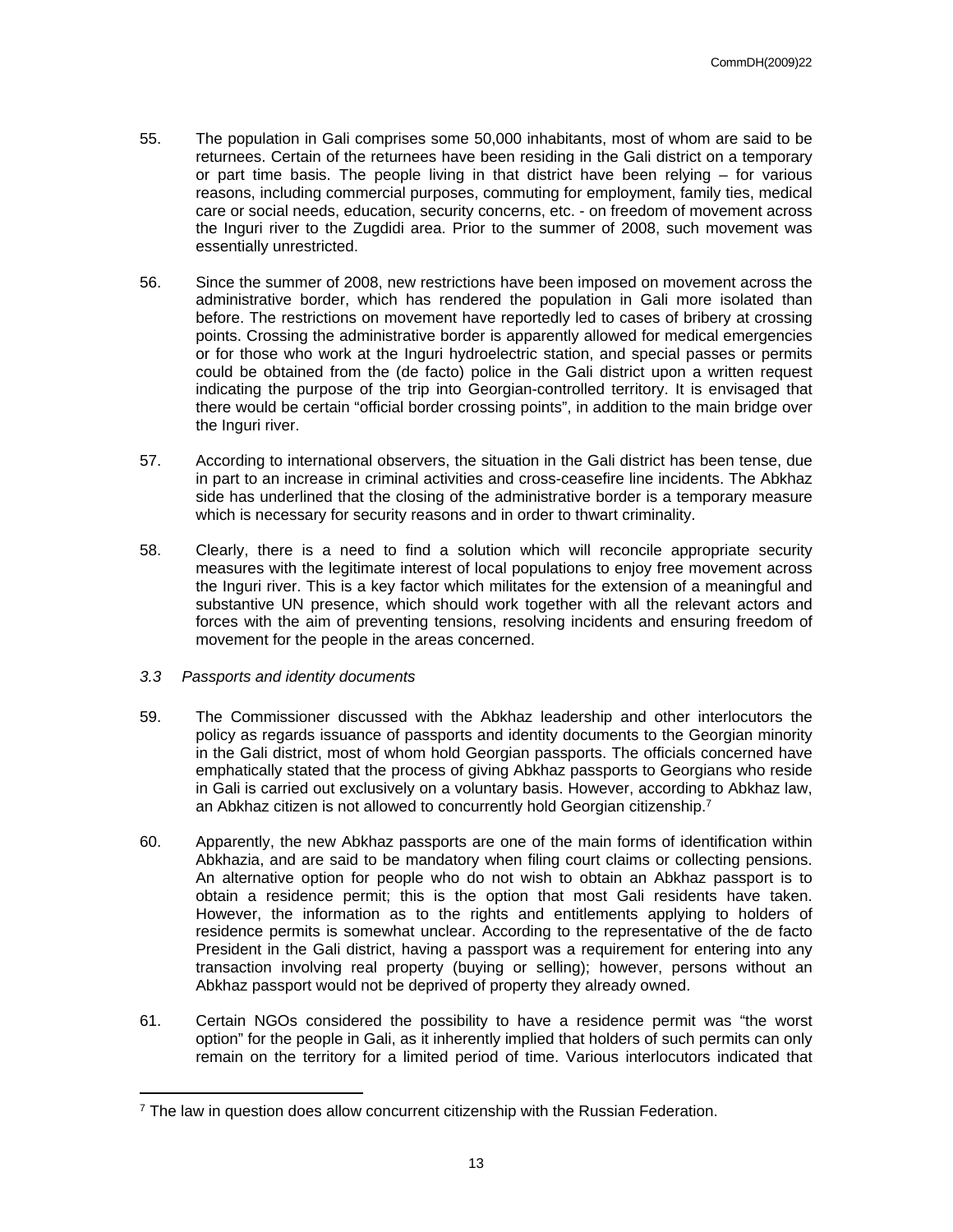55. The population in Gali comprises some 50,000 inhabitants, most of whom are said to be returnees. Certain of the returnees have been residing in the Gali district on a temporary or part time basis. The people living in that district have been relying – for various reasons, including commercial purposes, commuting for employment, family ties, medical care or social needs, education, security concerns, etc. - on freedom of movement across the Inguri river to the Zugdidi area. Prior to the summer of 2008, such movement was essentially unrestricted.

56. Since the summer of 2008, new restrictions have been imposed on movement across the administrative border, which has rendered the population in Gali more isolated than before. The restrictions on movement have reportedly led to cases of bribery at crossing points. Crossing the administrative border is apparently allowed for medical emergencies or for those who work at the Inguri hydroelectric station, and special passes or permits could be obtained from the (de facto) police in the Gali district upon a written request indicating the purpose of the trip into Georgian-controlled territory. It is envisaged that there would be certain "official border crossing points", in addition to the main bridge over the Inguri river.

57. According to international observers, the situation in the Gali district has been tense, due in part to an increase in criminal activities and cross-ceasefire line incidents. The Abkhaz side has underlined that the closing of the administrative border is a temporary measure which is necessary for security reasons and in order to thwart criminality.

58. Clearly, there is a need to find a solution which will reconcile appropriate security measures with the legitimate interest of local populations to enjoy free movement across the Inguri river. This is a key factor which militates for the extension of a meaningful and substantive UN presence, which should work together with all the relevant actors and forces with the aim of preventing tensions, resolving incidents and ensuring freedom of movement for the people in the areas concerned.

### *3.3 Passports and identity documents*

59. The Commissioner discussed with the Abkhaz leadership and other interlocutors the policy as regards issuance of passports and identity documents to the Georgian minority in the Gali district, most of whom hold Georgian passports. The officials concerned have emphatically stated that the process of giving Abkhaz passports to Georgians who reside in Gali is carried out exclusively on a voluntary basis. However, according to Abkhaz law, an Abkhaz citizen is not allowed to concurrently hold Georgian citizenship.[7]

60. Apparently, the new Abkhaz passports are one of the main forms of identification within Abkhazia, and are said to be mandatory when filing court claims or collecting pensions. An alternative option for people who do not wish to obtain an Abkhaz passport is to obtain a residence permit; this is the option that most Gali residents have taken. However, the information as to the rights and entitlements applying to holders of residence permits is somewhat unclear. According to the representative of the de facto President in the Gali district, having a passport was a requirement for entering into any transaction involving real property (buying or selling); however, persons without an Abkhaz passport would not be deprived of property they already owned.

61. Certain NGOs considered the possibility to have a residence permit was "the worst option" for the people in Gali, as it inherently implied that holders of such permits can only remain on the territory for a limited period of time. Various interlocutors indicated that

[7] The law in question does allow concurrent citizenship with the Russian Federation.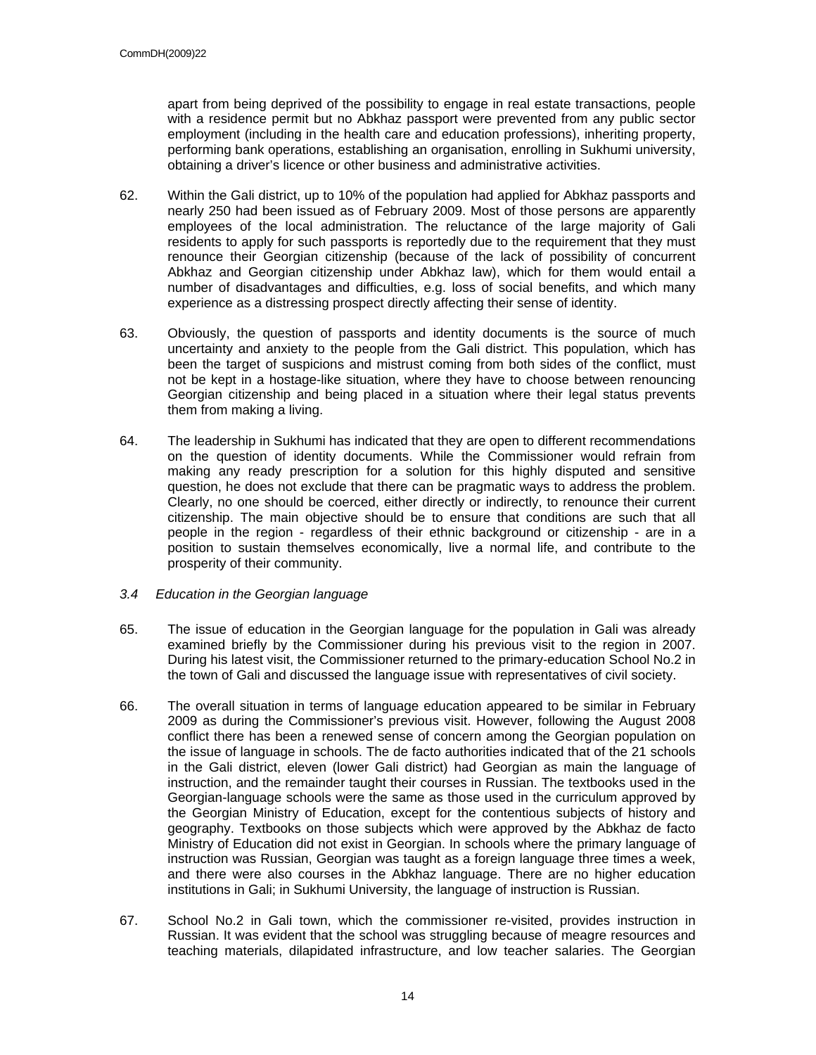apart from being deprived of the possibility to engage in real estate transactions, people with a residence permit but no Abkhaz passport were prevented from any public sector employment (including in the health care and education professions), inheriting property, performing bank operations, establishing an organisation, enrolling in Sukhumi university, obtaining a driver's licence or other business and administrative activities.

62. Within the Gali district, up to 10% of the population had applied for Abkhaz passports and nearly 250 had been issued as of February 2009. Most of those persons are apparently employees of the local administration. The reluctance of the large majority of Gali residents to apply for such passports is reportedly due to the requirement that they must renounce their Georgian citizenship (because of the lack of possibility of concurrent Abkhaz and Georgian citizenship under Abkhaz law), which for them would entail a number of disadvantages and difficulties, e.g. loss of social benefits, and which many experience as a distressing prospect directly affecting their sense of identity.

63. Obviously, the question of passports and identity documents is the source of much uncertainty and anxiety to the people from the Gali district. This population, which has been the target of suspicions and mistrust coming from both sides of the conflict, must not be kept in a hostage-like situation, where they have to choose between renouncing Georgian citizenship and being placed in a situation where their legal status prevents them from making a living.

64. The leadership in Sukhumi has indicated that they are open to different recommendations on the question of identity documents. While the Commissioner would refrain from making any ready prescription for a solution for this highly disputed and sensitive question, he does not exclude that there can be pragmatic ways to address the problem. Clearly, no one should be coerced, either directly or indirectly, to renounce their current citizenship. The main objective should be to ensure that conditions are such that all people in the region - regardless of their ethnic background or citizenship - are in a position to sustain themselves economically, live a normal life, and contribute to the prosperity of their community.

### *3.4 Education in the Georgian language*

65. The issue of education in the Georgian language for the population in Gali was already examined briefly by the Commissioner during his previous visit to the region in 2007. During his latest visit, the Commissioner returned to the primary-education School No.2 in the town of Gali and discussed the language issue with representatives of civil society.

66. The overall situation in terms of language education appeared to be similar in February 2009 as during the Commissioner's previous visit. However, following the August 2008 conflict there has been a renewed sense of concern among the Georgian population on the issue of language in schools. The de facto authorities indicated that of the 21 schools in the Gali district, eleven (lower Gali district) had Georgian as main the language of instruction, and the remainder taught their courses in Russian. The textbooks used in the Georgian-language schools were the same as those used in the curriculum approved by the Georgian Ministry of Education, except for the contentious subjects of history and geography. Textbooks on those subjects which were approved by the Abkhaz de facto Ministry of Education did not exist in Georgian. In schools where the primary language of instruction was Russian, Georgian was taught as a foreign language three times a week, and there were also courses in the Abkhaz language. There are no higher education institutions in Gali; in Sukhumi University, the language of instruction is Russian.

67. School No.2 in Gali town, which the commissioner re-visited, provides instruction in Russian. It was evident that the school was struggling because of meagre resources and teaching materials, dilapidated infrastructure, and low teacher salaries. The Georgian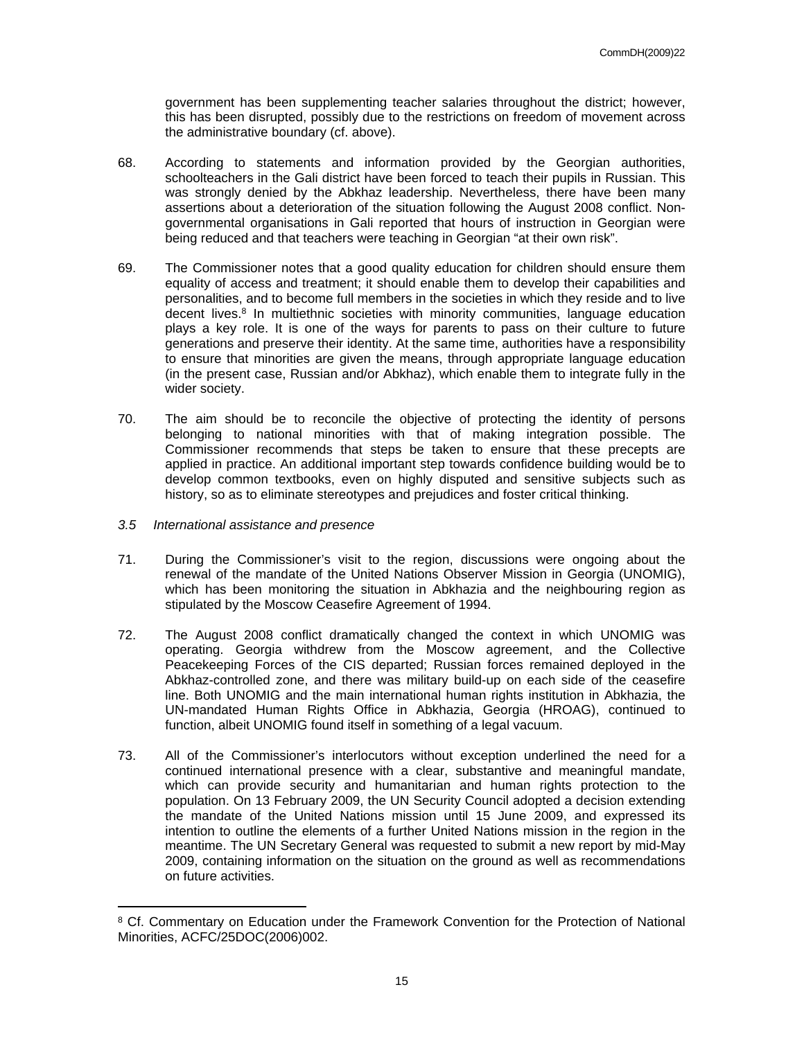government has been supplementing teacher salaries throughout the district; however, this has been disrupted, possibly due to the restrictions on freedom of movement across the administrative boundary (cf. above).

68. According to statements and information provided by the Georgian authorities, schoolteachers in the Gali district have been forced to teach their pupils in Russian. This was strongly denied by the Abkhaz leadership. Nevertheless, there have been many assertions about a deterioration of the situation following the August 2008 conflict. Non-governmental organisations in Gali reported that hours of instruction in Georgian were being reduced and that teachers were teaching in Georgian "at their own risk".

69. The Commissioner notes that a good quality education for children should ensure them equality of access and treatment; it should enable them to develop their capabilities and personalities, and to become full members in the societies in which they reside and to live decent lives.[8] In multiethnic societies with minority communities, language education plays a key role. It is one of the ways for parents to pass on their culture to future generations and preserve their identity. At the same time, authorities have a responsibility to ensure that minorities are given the means, through appropriate language education (in the present case, Russian and/or Abkhaz), which enable them to integrate fully in the wider society.

70. The aim should be to reconcile the objective of protecting the identity of persons belonging to national minorities with that of making integration possible. The Commissioner recommends that steps be taken to ensure that these precepts are applied in practice. An additional important step towards confidence building would be to develop common textbooks, even on highly disputed and sensitive subjects such as history, so as to eliminate stereotypes and prejudices and foster critical thinking.

### *3.5 International assistance and presence*

71. During the Commissioner's visit to the region, discussions were ongoing about the renewal of the mandate of the United Nations Observer Mission in Georgia (UNOMIG), which has been monitoring the situation in Abkhazia and the neighbouring region as stipulated by the Moscow Ceasefire Agreement of 1994.

72. The August 2008 conflict dramatically changed the context in which UNOMIG was operating. Georgia withdrew from the Moscow agreement, and the Collective Peacekeeping Forces of the CIS departed; Russian forces remained deployed in the Abkhaz-controlled zone, and there was military build-up on each side of the ceasefire line. Both UNOMIG and the main international human rights institution in Abkhazia, the UN-mandated Human Rights Office in Abkhazia, Georgia (HROAG), continued to function, albeit UNOMIG found itself in something of a legal vacuum.

73. All of the Commissioner's interlocutors without exception underlined the need for a continued international presence with a clear, substantive and meaningful mandate, which can provide security and humanitarian and human rights protection to the population. On 13 February 2009, the UN Security Council adopted a decision extending the mandate of the United Nations mission until 15 June 2009, and expressed its intention to outline the elements of a further United Nations mission in the region in the meantime. The UN Secretary General was requested to submit a new report by mid-May 2009, containing information on the situation on the ground as well as recommendations on future activities.

---

[8] Cf. Commentary on Education under the Framework Convention for the Protection of National Minorities, ACFC/25DOC(2006)002.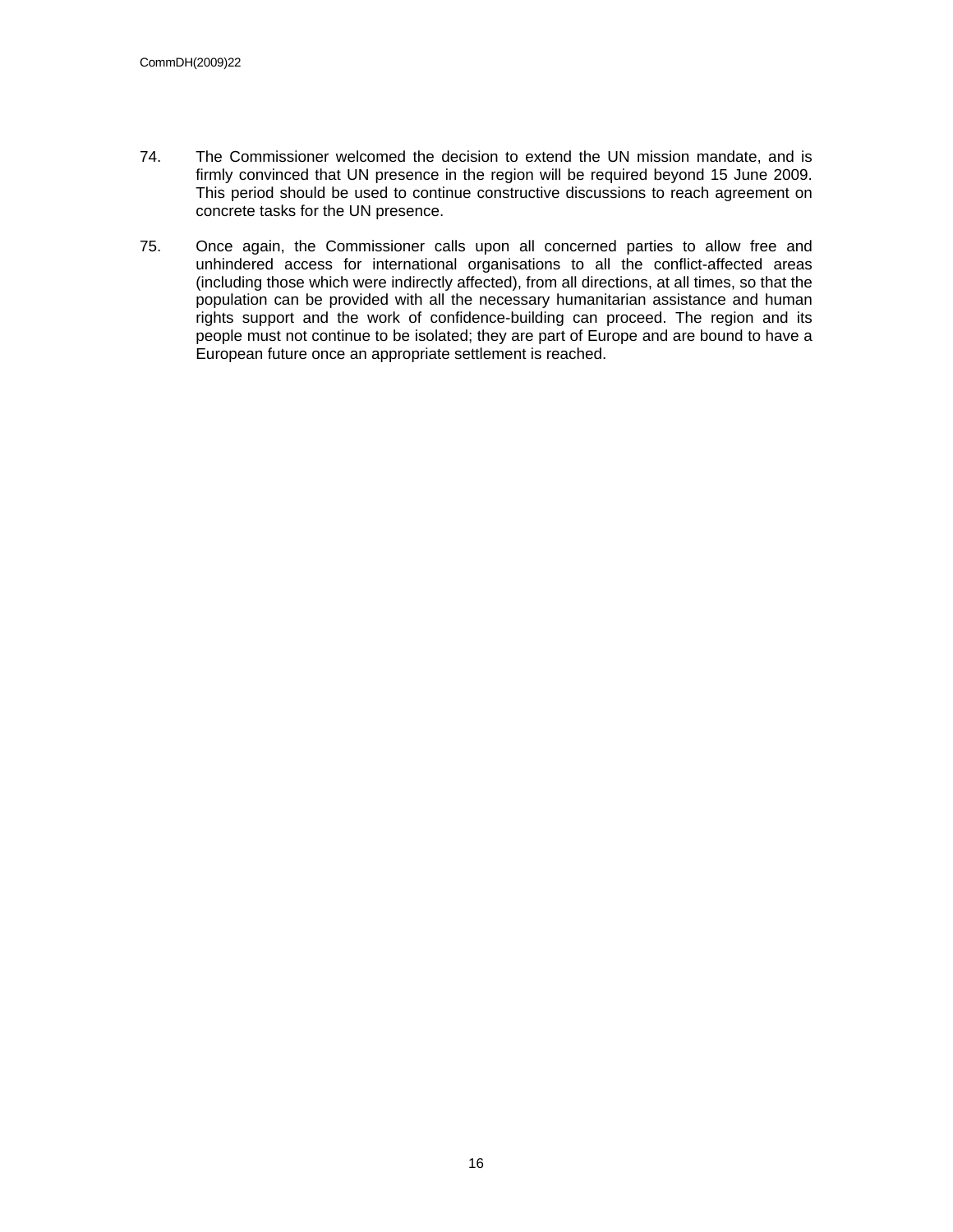74. The Commissioner welcomed the decision to extend the UN mission mandate, and is firmly convinced that UN presence in the region will be required beyond 15 June 2009. This period should be used to continue constructive discussions to reach agreement on concrete tasks for the UN presence.

75. Once again, the Commissioner calls upon all concerned parties to allow free and unhindered access for international organisations to all the conflict-affected areas (including those which were indirectly affected), from all directions, at all times, so that the population can be provided with all the necessary humanitarian assistance and human rights support and the work of confidence-building can proceed. The region and its people must not continue to be isolated; they are part of Europe and are bound to have a European future once an appropriate settlement is reached.